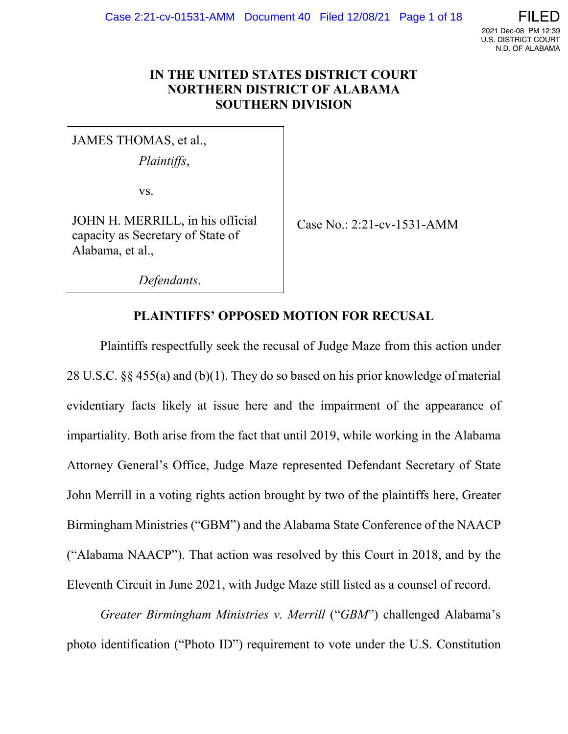# IN THE UNITED STATES DISTRICT COURT NORTHERN DISTRICT OF ALABAMA SOUTHERN DIVISION

| | |
|---|---|
| JAMES THOMAS, et al., *Plaintiffs*, vs. JOHN H. MERRILL, in his official capacity as Secretary of State of Alabama, et al., *Defendants*. | Case No.: 2:21-cv-1531-AMM |

## PLAINTIFFS' OPPOSED MOTION FOR RECUSAL

Plaintiffs respectfully seek the recusal of Judge Maze from this action under 28 U.S.C. §§ 455(a) and (b)(1). They do so based on his prior knowledge of material evidentiary facts likely at issue here and the impairment of the appearance of impartiality. Both arise from the fact that until 2019, while working in the Alabama Attorney General's Office, Judge Maze represented Defendant Secretary of State John Merrill in a voting rights action brought by two of the plaintiffs here, Greater Birmingham Ministries ("GBM") and the Alabama State Conference of the NAACP ("Alabama NAACP"). That action was resolved by this Court in 2018, and by the Eleventh Circuit in June 2021, with Judge Maze still listed as a counsel of record.

*Greater Birmingham Ministries v. Merrill* ("*GBM*") challenged Alabama's photo identification ("Photo ID") requirement to vote under the U.S. Constitution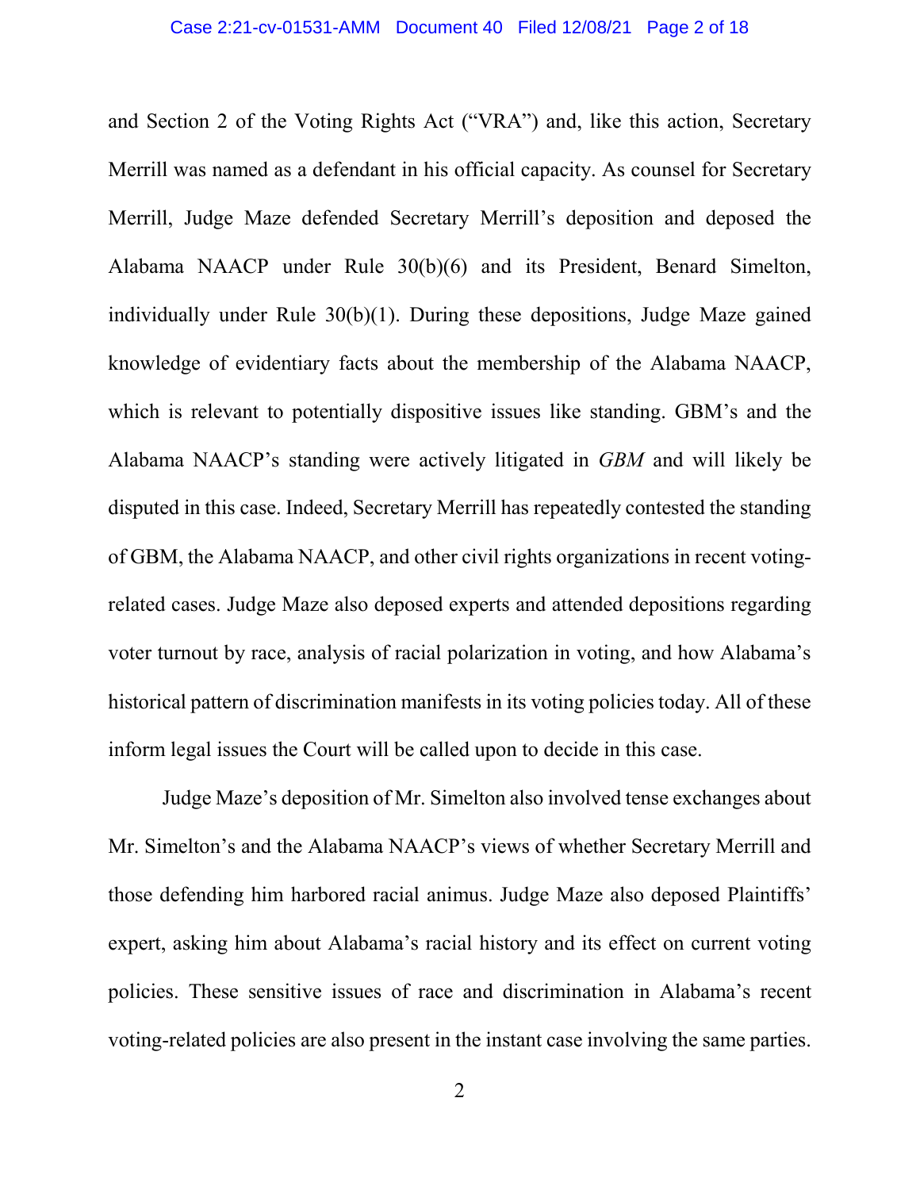and Section 2 of the Voting Rights Act ("VRA") and, like this action, Secretary Merrill was named as a defendant in his official capacity. As counsel for Secretary Merrill, Judge Maze defended Secretary Merrill's deposition and deposed the Alabama NAACP under Rule 30(b)(6) and its President, Benard Simelton, individually under Rule 30(b)(1). During these depositions, Judge Maze gained knowledge of evidentiary facts about the membership of the Alabama NAACP, which is relevant to potentially dispositive issues like standing. GBM's and the Alabama NAACP's standing were actively litigated in *GBM* and will likely be disputed in this case. Indeed, Secretary Merrill has repeatedly contested the standing of GBM, the Alabama NAACP, and other civil rights organizations in recent voting-related cases. Judge Maze also deposed experts and attended depositions regarding voter turnout by race, analysis of racial polarization in voting, and how Alabama's historical pattern of discrimination manifests in its voting policies today. All of these inform legal issues the Court will be called upon to decide in this case.

Judge Maze's deposition of Mr. Simelton also involved tense exchanges about Mr. Simelton's and the Alabama NAACP's views of whether Secretary Merrill and those defending him harbored racial animus. Judge Maze also deposed Plaintiffs' expert, asking him about Alabama's racial history and its effect on current voting policies. These sensitive issues of race and discrimination in Alabama's recent voting-related policies are also present in the instant case involving the same parties.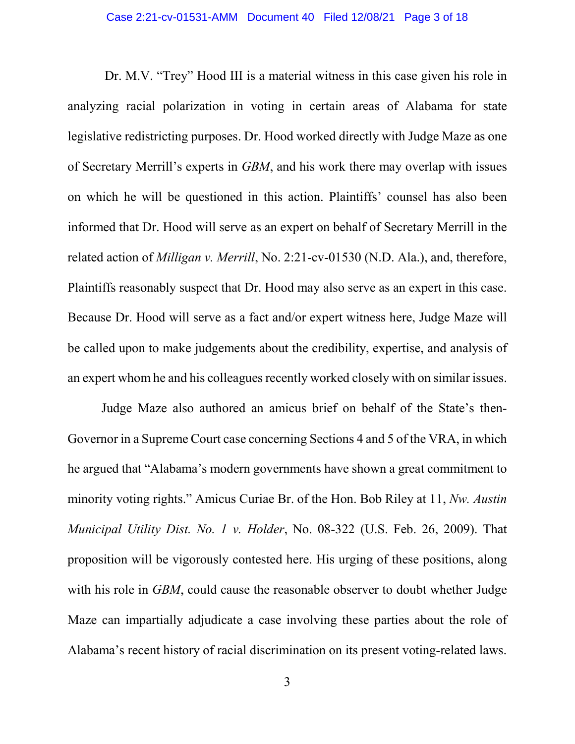Dr. M.V. "Trey" Hood III is a material witness in this case given his role in analyzing racial polarization in voting in certain areas of Alabama for state legislative redistricting purposes. Dr. Hood worked directly with Judge Maze as one of Secretary Merrill's experts in *GBM*, and his work there may overlap with issues on which he will be questioned in this action. Plaintiffs' counsel has also been informed that Dr. Hood will serve as an expert on behalf of Secretary Merrill in the related action of *Milligan v. Merrill*, No. 2:21-cv-01530 (N.D. Ala.), and, therefore, Plaintiffs reasonably suspect that Dr. Hood may also serve as an expert in this case. Because Dr. Hood will serve as a fact and/or expert witness here, Judge Maze will be called upon to make judgements about the credibility, expertise, and analysis of an expert whom he and his colleagues recently worked closely with on similar issues.

Judge Maze also authored an amicus brief on behalf of the State's then-Governor in a Supreme Court case concerning Sections 4 and 5 of the VRA, in which he argued that "Alabama's modern governments have shown a great commitment to minority voting rights." Amicus Curiae Br. of the Hon. Bob Riley at 11, *Nw. Austin Municipal Utility Dist. No. 1 v. Holder*, No. 08-322 (U.S. Feb. 26, 2009). That proposition will be vigorously contested here. His urging of these positions, along with his role in *GBM*, could cause the reasonable observer to doubt whether Judge Maze can impartially adjudicate a case involving these parties about the role of Alabama's recent history of racial discrimination on its present voting-related laws.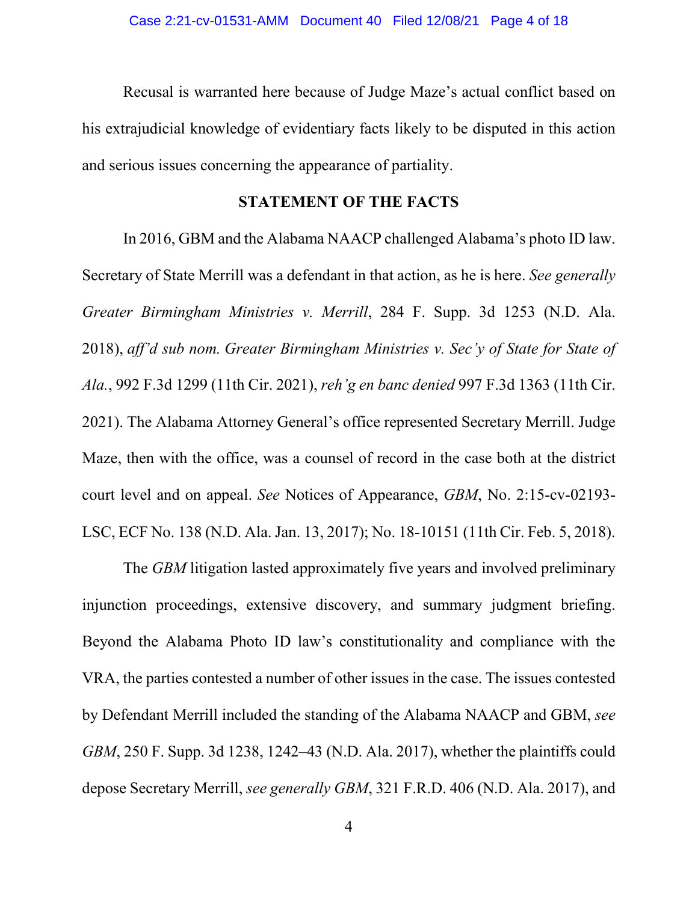Recusal is warranted here because of Judge Maze's actual conflict based on his extrajudicial knowledge of evidentiary facts likely to be disputed in this action and serious issues concerning the appearance of partiality.

## STATEMENT OF THE FACTS

In 2016, GBM and the Alabama NAACP challenged Alabama's photo ID law. Secretary of State Merrill was a defendant in that action, as he is here. *See generally Greater Birmingham Ministries v. Merrill*, 284 F. Supp. 3d 1253 (N.D. Ala. 2018), *aff'd sub nom. Greater Birmingham Ministries v. Sec'y of State for State of Ala.*, 992 F.3d 1299 (11th Cir. 2021), *reh'g en banc denied* 997 F.3d 1363 (11th Cir. 2021). The Alabama Attorney General's office represented Secretary Merrill. Judge Maze, then with the office, was a counsel of record in the case both at the district court level and on appeal. *See* Notices of Appearance, *GBM*, No. 2:15-cv-02193-LSC, ECF No. 138 (N.D. Ala. Jan. 13, 2017); No. 18-10151 (11th Cir. Feb. 5, 2018).

The *GBM* litigation lasted approximately five years and involved preliminary injunction proceedings, extensive discovery, and summary judgment briefing. Beyond the Alabama Photo ID law's constitutionality and compliance with the VRA, the parties contested a number of other issues in the case. The issues contested by Defendant Merrill included the standing of the Alabama NAACP and GBM, *see GBM*, 250 F. Supp. 3d 1238, 1242–43 (N.D. Ala. 2017), whether the plaintiffs could depose Secretary Merrill, *see generally GBM*, 321 F.R.D. 406 (N.D. Ala. 2017), and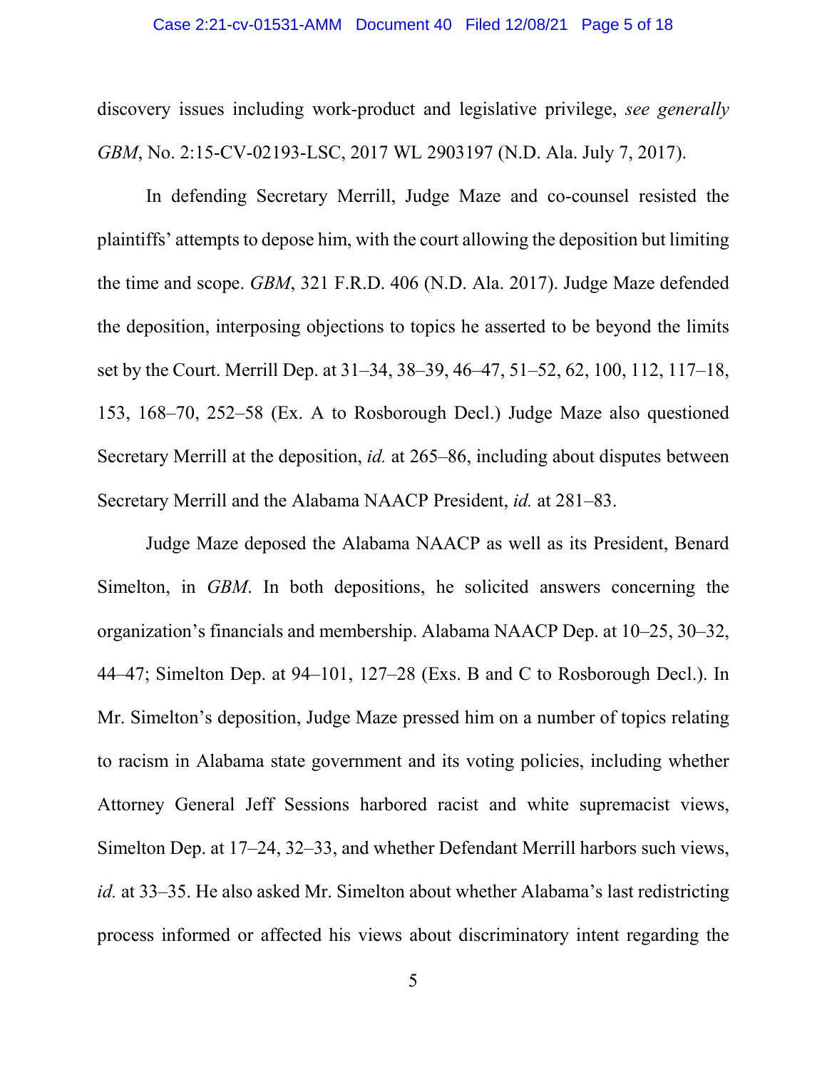discovery issues including work-product and legislative privilege, *see generally GBM*, No. 2:15-CV-02193-LSC, 2017 WL 2903197 (N.D. Ala. July 7, 2017).

In defending Secretary Merrill, Judge Maze and co-counsel resisted the plaintiffs' attempts to depose him, with the court allowing the deposition but limiting the time and scope. *GBM*, 321 F.R.D. 406 (N.D. Ala. 2017). Judge Maze defended the deposition, interposing objections to topics he asserted to be beyond the limits set by the Court. Merrill Dep. at 31–34, 38–39, 46–47, 51–52, 62, 100, 112, 117–18, 153, 168–70, 252–58 (Ex. A to Rosborough Decl.) Judge Maze also questioned Secretary Merrill at the deposition, *id.* at 265–86, including about disputes between Secretary Merrill and the Alabama NAACP President, *id.* at 281–83.

Judge Maze deposed the Alabama NAACP as well as its President, Benard Simelton, in *GBM*. In both depositions, he solicited answers concerning the organization's financials and membership. Alabama NAACP Dep. at 10–25, 30–32, 44–47; Simelton Dep. at 94–101, 127–28 (Exs. B and C to Rosborough Decl.). In Mr. Simelton's deposition, Judge Maze pressed him on a number of topics relating to racism in Alabama state government and its voting policies, including whether Attorney General Jeff Sessions harbored racist and white supremacist views, Simelton Dep. at 17–24, 32–33, and whether Defendant Merrill harbors such views, *id.* at 33–35. He also asked Mr. Simelton about whether Alabama's last redistricting process informed or affected his views about discriminatory intent regarding the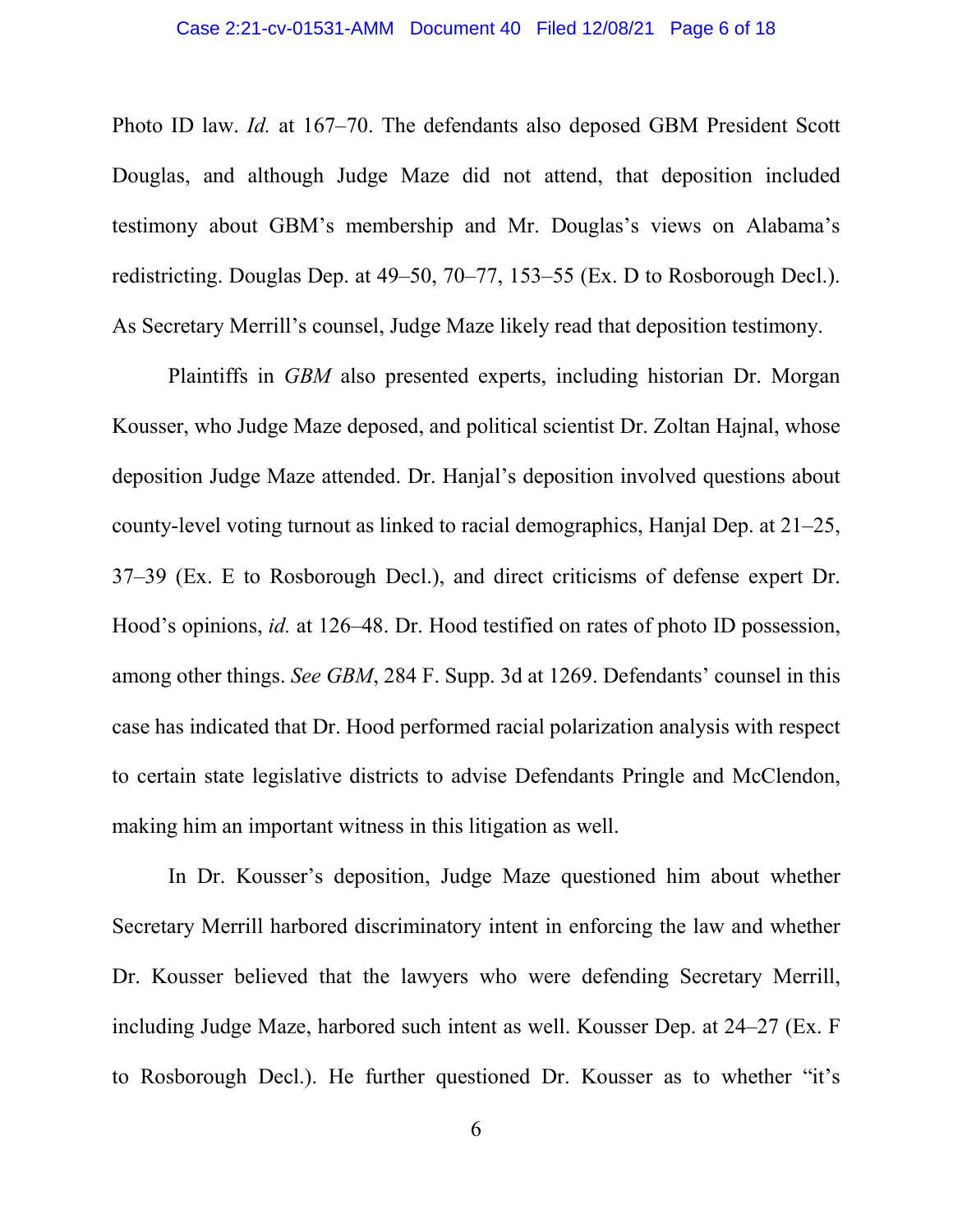Photo ID law. *Id.* at 167–70. The defendants also deposed GBM President Scott Douglas, and although Judge Maze did not attend, that deposition included testimony about GBM's membership and Mr. Douglas's views on Alabama's redistricting. Douglas Dep. at 49–50, 70–77, 153–55 (Ex. D to Rosborough Decl.). As Secretary Merrill's counsel, Judge Maze likely read that deposition testimony.

Plaintiffs in *GBM* also presented experts, including historian Dr. Morgan Kousser, who Judge Maze deposed, and political scientist Dr. Zoltan Hajnal, whose deposition Judge Maze attended. Dr. Hanjal's deposition involved questions about county-level voting turnout as linked to racial demographics, Hanjal Dep. at 21–25, 37–39 (Ex. E to Rosborough Decl.), and direct criticisms of defense expert Dr. Hood's opinions, *id.* at 126–48. Dr. Hood testified on rates of photo ID possession, among other things. *See GBM*, 284 F. Supp. 3d at 1269. Defendants' counsel in this case has indicated that Dr. Hood performed racial polarization analysis with respect to certain state legislative districts to advise Defendants Pringle and McClendon, making him an important witness in this litigation as well.

In Dr. Kousser's deposition, Judge Maze questioned him about whether Secretary Merrill harbored discriminatory intent in enforcing the law and whether Dr. Kousser believed that the lawyers who were defending Secretary Merrill, including Judge Maze, harbored such intent as well. Kousser Dep. at 24–27 (Ex. F to Rosborough Decl.). He further questioned Dr. Kousser as to whether "it's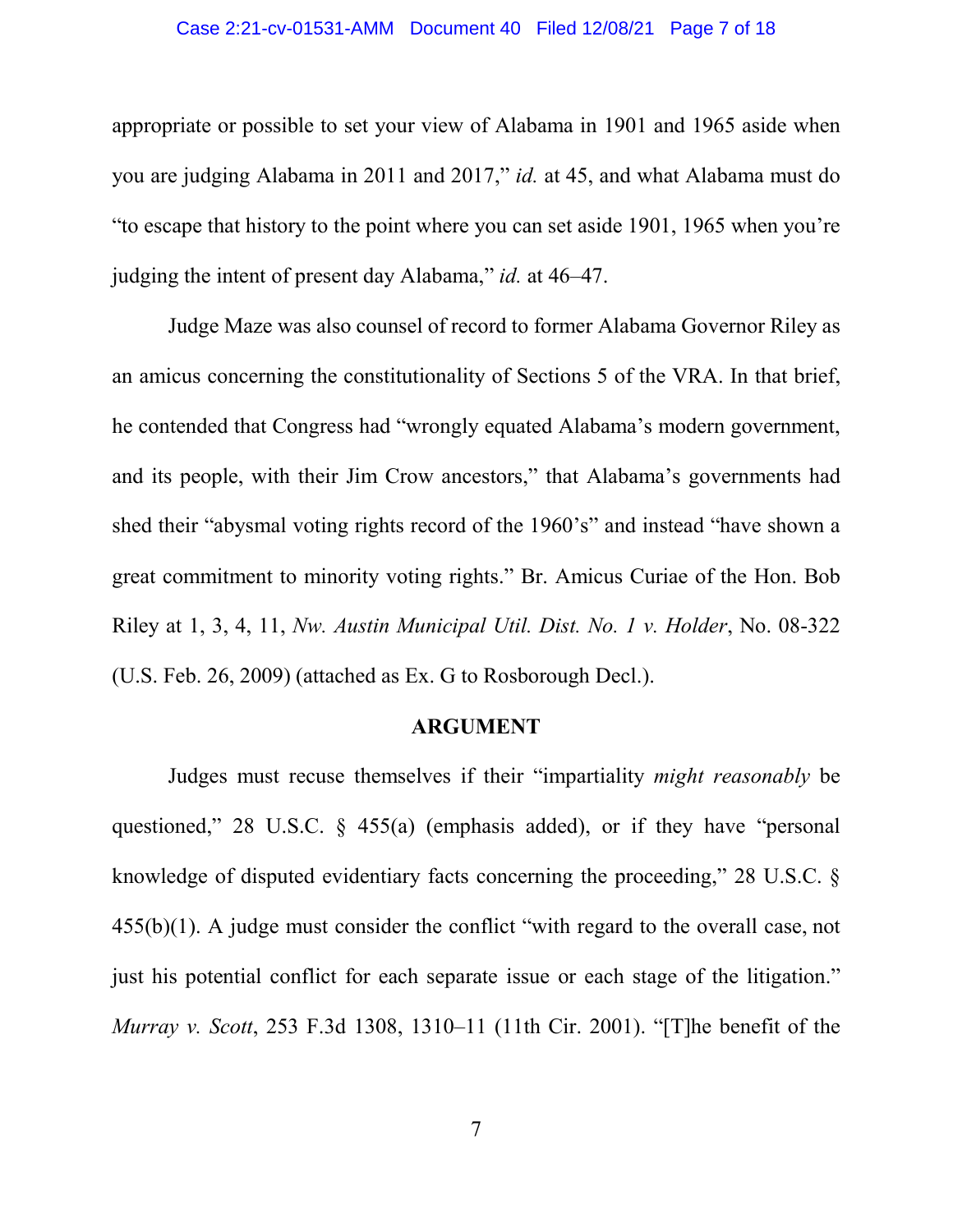appropriate or possible to set your view of Alabama in 1901 and 1965 aside when you are judging Alabama in 2011 and 2017," *id.* at 45, and what Alabama must do "to escape that history to the point where you can set aside 1901, 1965 when you're judging the intent of present day Alabama," *id.* at 46–47.

Judge Maze was also counsel of record to former Alabama Governor Riley as an amicus concerning the constitutionality of Sections 5 of the VRA. In that brief, he contended that Congress had "wrongly equated Alabama's modern government, and its people, with their Jim Crow ancestors," that Alabama's governments had shed their "abysmal voting rights record of the 1960's" and instead "have shown a great commitment to minority voting rights." Br. Amicus Curiae of the Hon. Bob Riley at 1, 3, 4, 11, *Nw. Austin Municipal Util. Dist. No. 1 v. Holder*, No. 08-322 (U.S. Feb. 26, 2009) (attached as Ex. G to Rosborough Decl.).

## ARGUMENT

Judges must recuse themselves if their "impartiality *might reasonably* be questioned," 28 U.S.C. § 455(a) (emphasis added), or if they have "personal knowledge of disputed evidentiary facts concerning the proceeding," 28 U.S.C. § 455(b)(1). A judge must consider the conflict "with regard to the overall case, not just his potential conflict for each separate issue or each stage of the litigation." *Murray v. Scott*, 253 F.3d 1308, 1310–11 (11th Cir. 2001). "[T]he benefit of the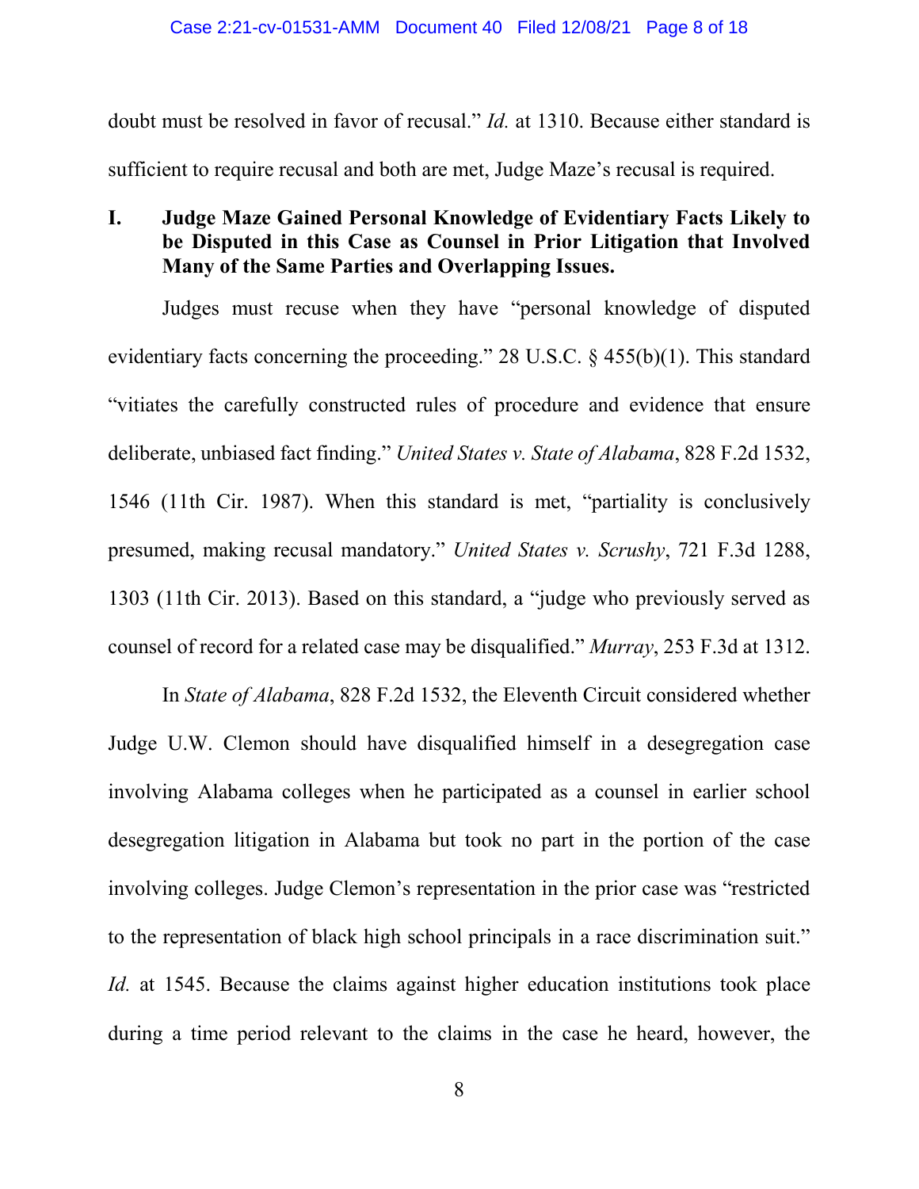doubt must be resolved in favor of recusal." *Id.* at 1310. Because either standard is sufficient to require recusal and both are met, Judge Maze's recusal is required.

## I. Judge Maze Gained Personal Knowledge of Evidentiary Facts Likely to be Disputed in this Case as Counsel in Prior Litigation that Involved Many of the Same Parties and Overlapping Issues.

Judges must recuse when they have "personal knowledge of disputed evidentiary facts concerning the proceeding." 28 U.S.C. § 455(b)(1). This standard "vitiates the carefully constructed rules of procedure and evidence that ensure deliberate, unbiased fact finding." *United States v. State of Alabama*, 828 F.2d 1532, 1546 (11th Cir. 1987). When this standard is met, "partiality is conclusively presumed, making recusal mandatory." *United States v. Scrushy*, 721 F.3d 1288, 1303 (11th Cir. 2013). Based on this standard, a "judge who previously served as counsel of record for a related case may be disqualified." *Murray*, 253 F.3d at 1312.

In *State of Alabama*, 828 F.2d 1532, the Eleventh Circuit considered whether Judge U.W. Clemon should have disqualified himself in a desegregation case involving Alabama colleges when he participated as a counsel in earlier school desegregation litigation in Alabama but took no part in the portion of the case involving colleges. Judge Clemon's representation in the prior case was "restricted to the representation of black high school principals in a race discrimination suit." *Id.* at 1545. Because the claims against higher education institutions took place during a time period relevant to the claims in the case he heard, however, the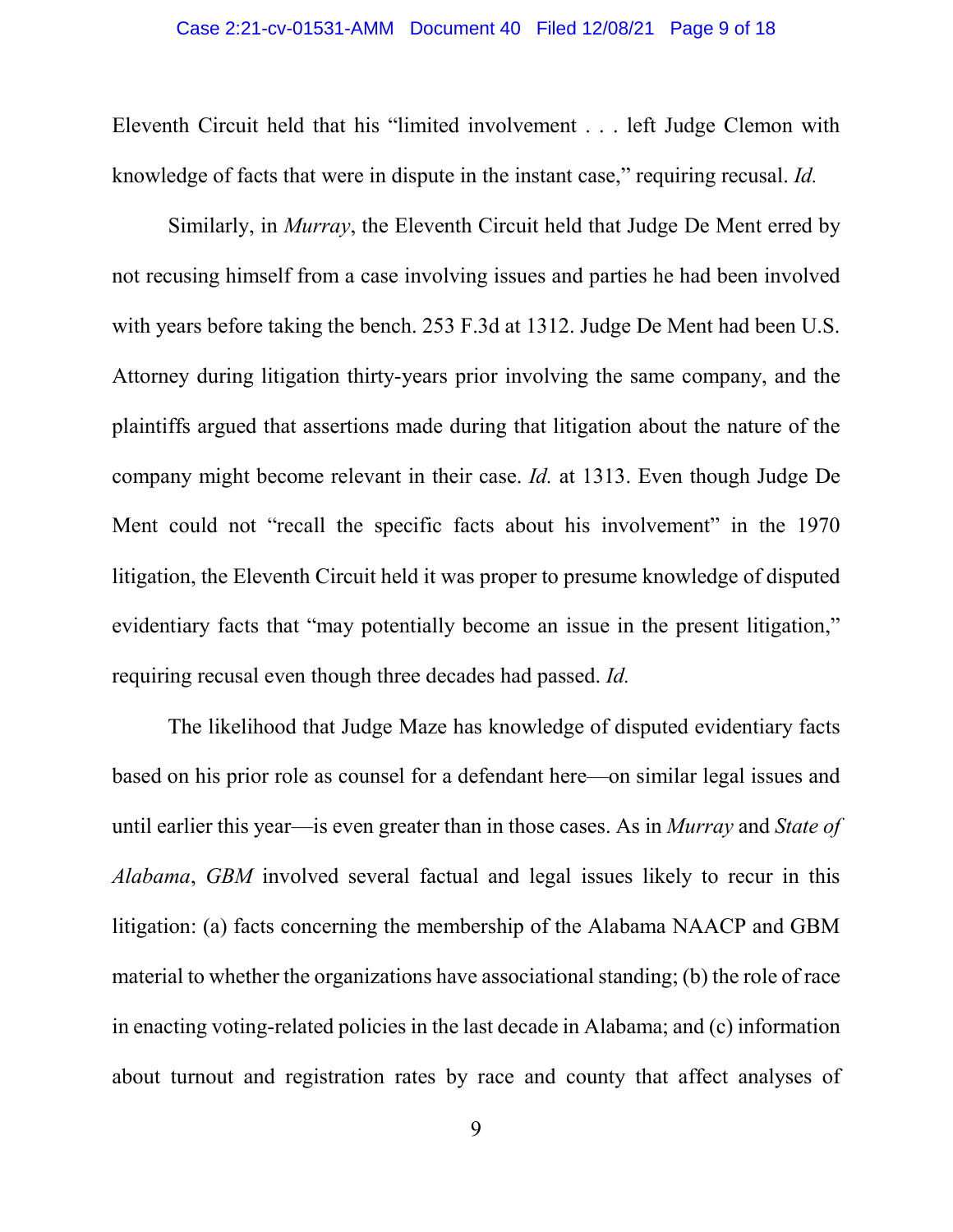Eleventh Circuit held that his "limited involvement . . . left Judge Clemon with knowledge of facts that were in dispute in the instant case," requiring recusal. *Id.*

Similarly, in *Murray*, the Eleventh Circuit held that Judge De Ment erred by not recusing himself from a case involving issues and parties he had been involved with years before taking the bench. 253 F.3d at 1312. Judge De Ment had been U.S. Attorney during litigation thirty-years prior involving the same company, and the plaintiffs argued that assertions made during that litigation about the nature of the company might become relevant in their case. *Id.* at 1313. Even though Judge De Ment could not "recall the specific facts about his involvement" in the 1970 litigation, the Eleventh Circuit held it was proper to presume knowledge of disputed evidentiary facts that "may potentially become an issue in the present litigation," requiring recusal even though three decades had passed. *Id.*

The likelihood that Judge Maze has knowledge of disputed evidentiary facts based on his prior role as counsel for a defendant here—on similar legal issues and until earlier this year—is even greater than in those cases. As in *Murray* and *State of Alabama*, *GBM* involved several factual and legal issues likely to recur in this litigation: (a) facts concerning the membership of the Alabama NAACP and GBM material to whether the organizations have associational standing; (b) the role of race in enacting voting-related policies in the last decade in Alabama; and (c) information about turnout and registration rates by race and county that affect analyses of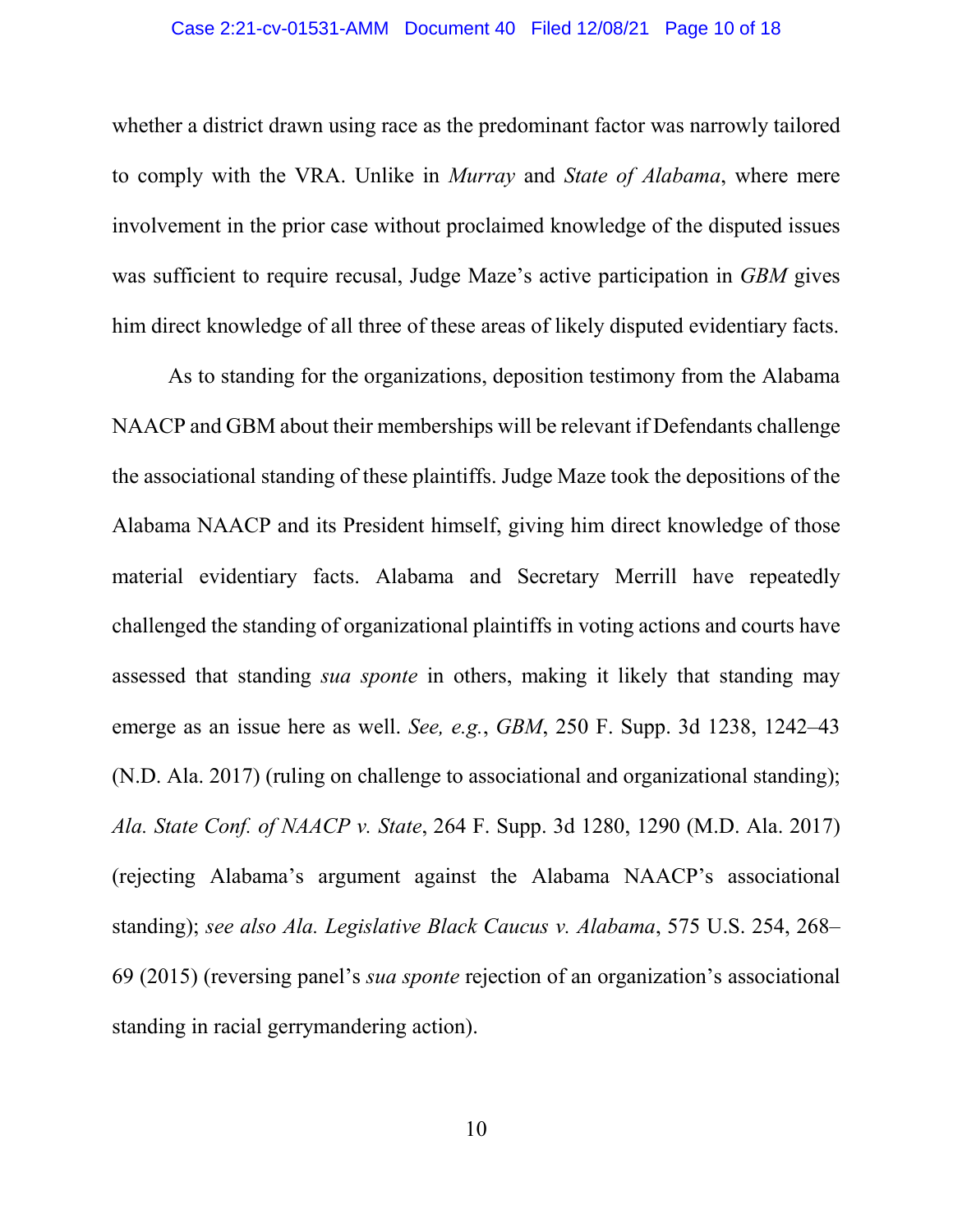whether a district drawn using race as the predominant factor was narrowly tailored to comply with the VRA. Unlike in *Murray* and *State of Alabama*, where mere involvement in the prior case without proclaimed knowledge of the disputed issues was sufficient to require recusal, Judge Maze's active participation in *GBM* gives him direct knowledge of all three of these areas of likely disputed evidentiary facts.

As to standing for the organizations, deposition testimony from the Alabama NAACP and GBM about their memberships will be relevant if Defendants challenge the associational standing of these plaintiffs. Judge Maze took the depositions of the Alabama NAACP and its President himself, giving him direct knowledge of those material evidentiary facts. Alabama and Secretary Merrill have repeatedly challenged the standing of organizational plaintiffs in voting actions and courts have assessed that standing *sua sponte* in others, making it likely that standing may emerge as an issue here as well. *See, e.g.*, *GBM*, 250 F. Supp. 3d 1238, 1242–43 (N.D. Ala. 2017) (ruling on challenge to associational and organizational standing); *Ala. State Conf. of NAACP v. State*, 264 F. Supp. 3d 1280, 1290 (M.D. Ala. 2017) (rejecting Alabama's argument against the Alabama NAACP's associational standing); *see also Ala. Legislative Black Caucus v. Alabama*, 575 U.S. 254, 268–69 (2015) (reversing panel's *sua sponte* rejection of an organization's associational standing in racial gerrymandering action).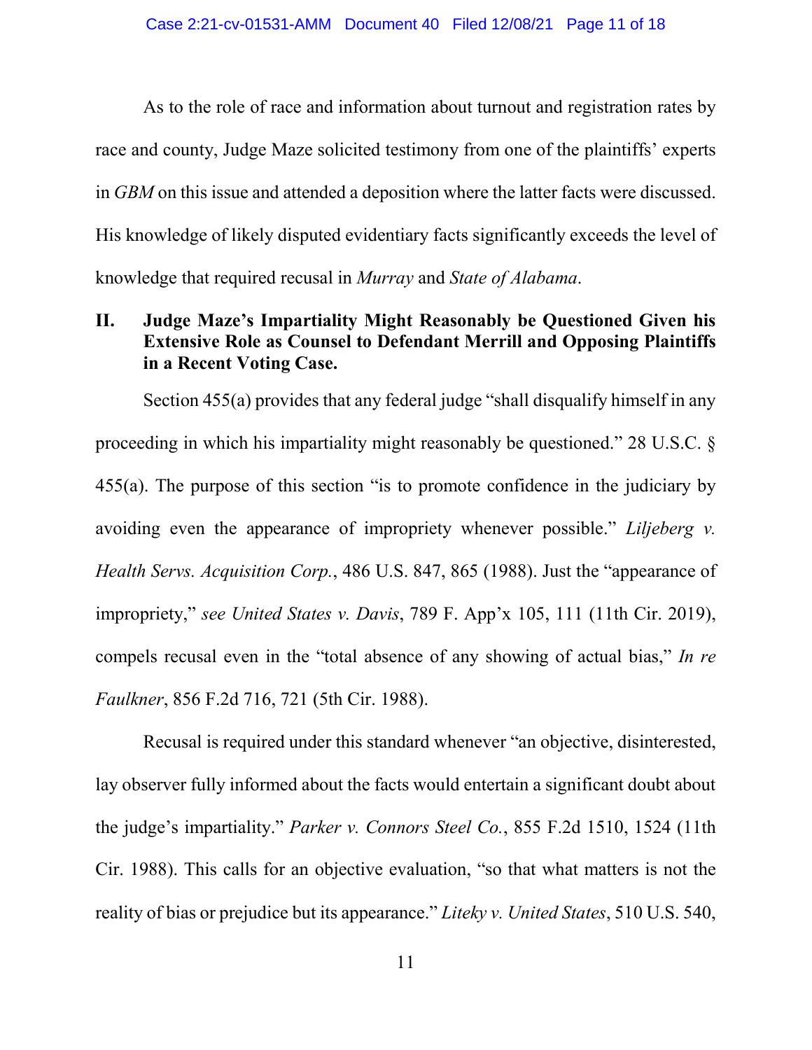As to the role of race and information about turnout and registration rates by race and county, Judge Maze solicited testimony from one of the plaintiffs' experts in *GBM* on this issue and attended a deposition where the latter facts were discussed. His knowledge of likely disputed evidentiary facts significantly exceeds the level of knowledge that required recusal in *Murray* and *State of Alabama*.

## II. Judge Maze's Impartiality Might Reasonably be Questioned Given his Extensive Role as Counsel to Defendant Merrill and Opposing Plaintiffs in a Recent Voting Case.

Section 455(a) provides that any federal judge "shall disqualify himself in any proceeding in which his impartiality might reasonably be questioned." 28 U.S.C. § 455(a). The purpose of this section "is to promote confidence in the judiciary by avoiding even the appearance of impropriety whenever possible." *Liljeberg v. Health Servs. Acquisition Corp.*, 486 U.S. 847, 865 (1988). Just the "appearance of impropriety," *see United States v. Davis*, 789 F. App'x 105, 111 (11th Cir. 2019), compels recusal even in the "total absence of any showing of actual bias," *In re Faulkner*, 856 F.2d 716, 721 (5th Cir. 1988).

Recusal is required under this standard whenever "an objective, disinterested, lay observer fully informed about the facts would entertain a significant doubt about the judge's impartiality." *Parker v. Connors Steel Co.*, 855 F.2d 1510, 1524 (11th Cir. 1988). This calls for an objective evaluation, "so that what matters is not the reality of bias or prejudice but its appearance." *Liteky v. United States*, 510 U.S. 540,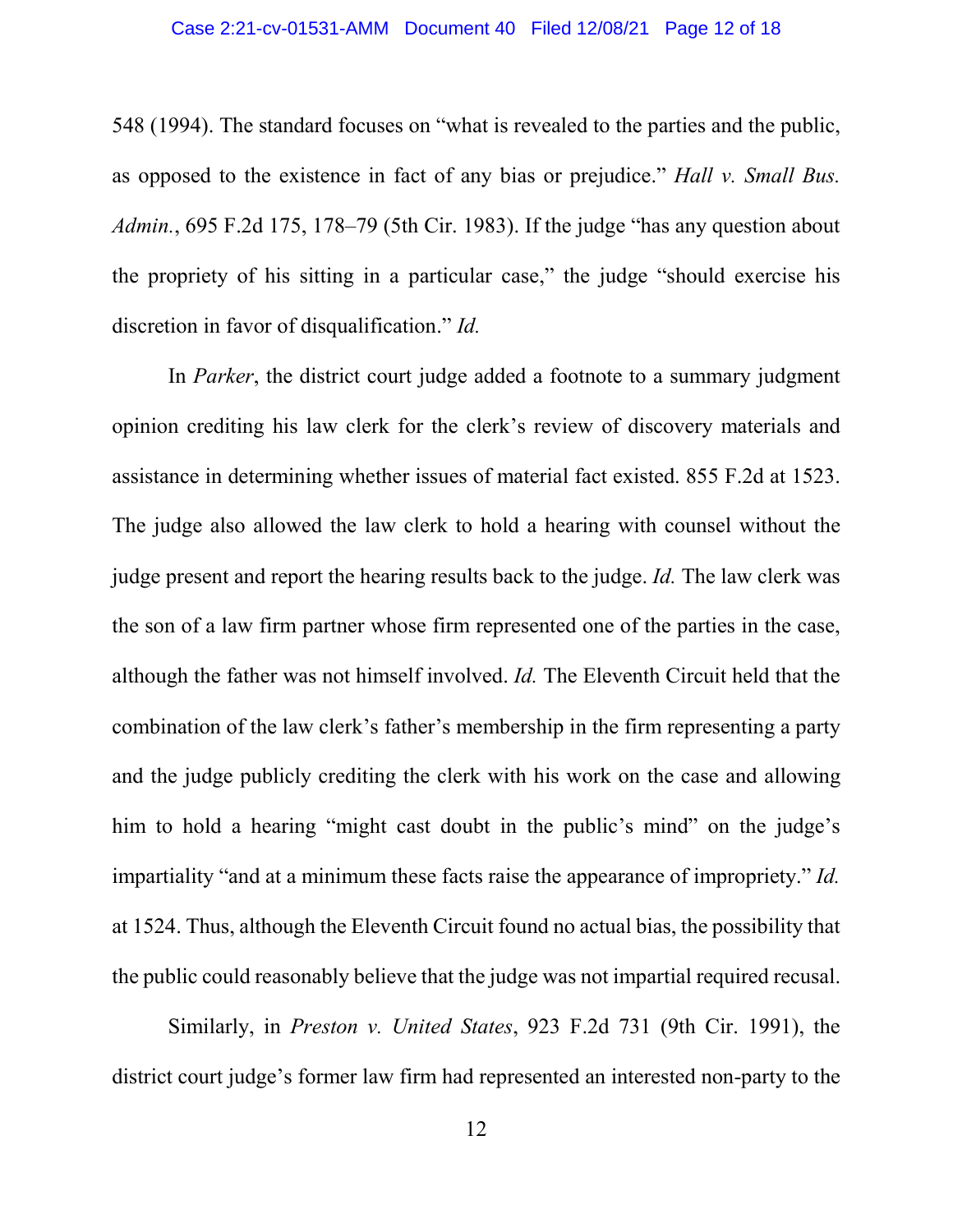548 (1994). The standard focuses on "what is revealed to the parties and the public, as opposed to the existence in fact of any bias or prejudice." *Hall v. Small Bus. Admin.*, 695 F.2d 175, 178–79 (5th Cir. 1983). If the judge "has any question about the propriety of his sitting in a particular case," the judge "should exercise his discretion in favor of disqualification." *Id.*

In *Parker*, the district court judge added a footnote to a summary judgment opinion crediting his law clerk for the clerk's review of discovery materials and assistance in determining whether issues of material fact existed. 855 F.2d at 1523. The judge also allowed the law clerk to hold a hearing with counsel without the judge present and report the hearing results back to the judge. *Id.* The law clerk was the son of a law firm partner whose firm represented one of the parties in the case, although the father was not himself involved. *Id.* The Eleventh Circuit held that the combination of the law clerk's father's membership in the firm representing a party and the judge publicly crediting the clerk with his work on the case and allowing him to hold a hearing "might cast doubt in the public's mind" on the judge's impartiality "and at a minimum these facts raise the appearance of impropriety." *Id.* at 1524. Thus, although the Eleventh Circuit found no actual bias, the possibility that the public could reasonably believe that the judge was not impartial required recusal.

Similarly, in *Preston v. United States*, 923 F.2d 731 (9th Cir. 1991), the district court judge's former law firm had represented an interested non-party to the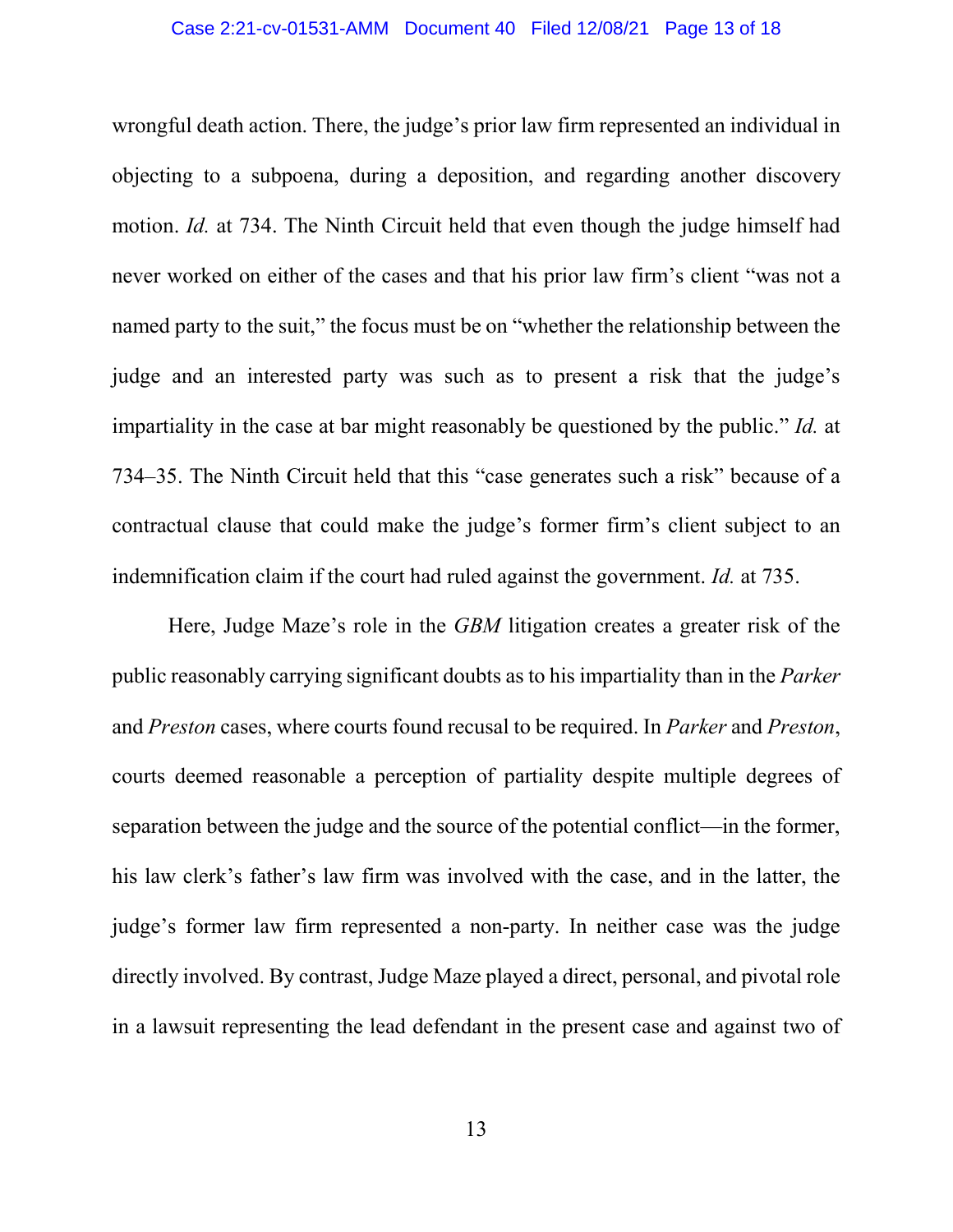wrongful death action. There, the judge's prior law firm represented an individual in objecting to a subpoena, during a deposition, and regarding another discovery motion. *Id.* at 734. The Ninth Circuit held that even though the judge himself had never worked on either of the cases and that his prior law firm's client "was not a named party to the suit," the focus must be on "whether the relationship between the judge and an interested party was such as to present a risk that the judge's impartiality in the case at bar might reasonably be questioned by the public." *Id.* at 734–35. The Ninth Circuit held that this "case generates such a risk" because of a contractual clause that could make the judge's former firm's client subject to an indemnification claim if the court had ruled against the government. *Id.* at 735.

Here, Judge Maze's role in the *GBM* litigation creates a greater risk of the public reasonably carrying significant doubts as to his impartiality than in the *Parker* and *Preston* cases, where courts found recusal to be required. In *Parker* and *Preston*, courts deemed reasonable a perception of partiality despite multiple degrees of separation between the judge and the source of the potential conflict—in the former, his law clerk's father's law firm was involved with the case, and in the latter, the judge's former law firm represented a non-party. In neither case was the judge directly involved. By contrast, Judge Maze played a direct, personal, and pivotal role in a lawsuit representing the lead defendant in the present case and against two of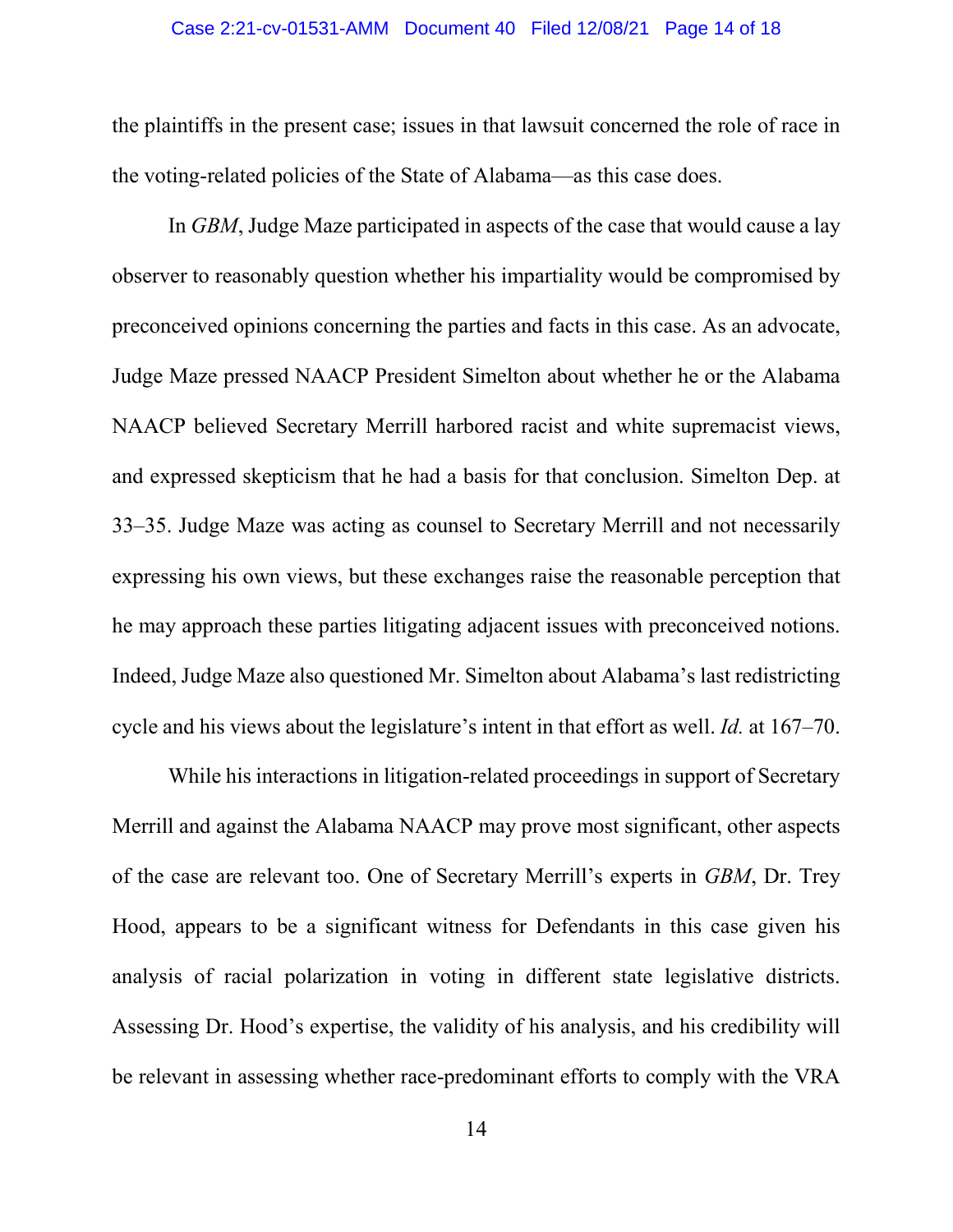the plaintiffs in the present case; issues in that lawsuit concerned the role of race in the voting-related policies of the State of Alabama—as this case does.

In *GBM*, Judge Maze participated in aspects of the case that would cause a lay observer to reasonably question whether his impartiality would be compromised by preconceived opinions concerning the parties and facts in this case. As an advocate, Judge Maze pressed NAACP President Simelton about whether he or the Alabama NAACP believed Secretary Merrill harbored racist and white supremacist views, and expressed skepticism that he had a basis for that conclusion. Simelton Dep. at 33–35. Judge Maze was acting as counsel to Secretary Merrill and not necessarily expressing his own views, but these exchanges raise the reasonable perception that he may approach these parties litigating adjacent issues with preconceived notions. Indeed, Judge Maze also questioned Mr. Simelton about Alabama's last redistricting cycle and his views about the legislature's intent in that effort as well. *Id.* at 167–70.

While his interactions in litigation-related proceedings in support of Secretary Merrill and against the Alabama NAACP may prove most significant, other aspects of the case are relevant too. One of Secretary Merrill's experts in *GBM*, Dr. Trey Hood, appears to be a significant witness for Defendants in this case given his analysis of racial polarization in voting in different state legislative districts. Assessing Dr. Hood's expertise, the validity of his analysis, and his credibility will be relevant in assessing whether race-predominant efforts to comply with the VRA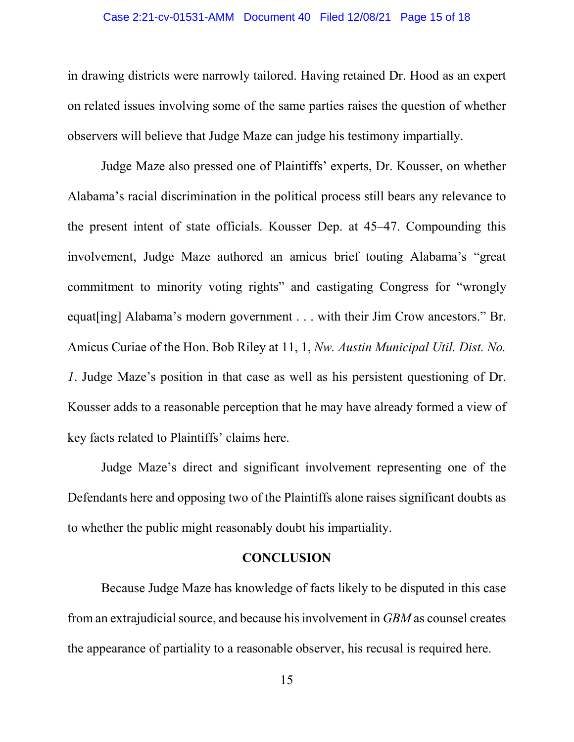in drawing districts were narrowly tailored. Having retained Dr. Hood as an expert on related issues involving some of the same parties raises the question of whether observers will believe that Judge Maze can judge his testimony impartially.

Judge Maze also pressed one of Plaintiffs' experts, Dr. Kousser, on whether Alabama's racial discrimination in the political process still bears any relevance to the present intent of state officials. Kousser Dep. at 45–47. Compounding this involvement, Judge Maze authored an amicus brief touting Alabama's "great commitment to minority voting rights" and castigating Congress for "wrongly equat[ing] Alabama's modern government . . . with their Jim Crow ancestors." Br. Amicus Curiae of the Hon. Bob Riley at 11, 1, *Nw. Austin Municipal Util. Dist. No. 1*. Judge Maze's position in that case as well as his persistent questioning of Dr. Kousser adds to a reasonable perception that he may have already formed a view of key facts related to Plaintiffs' claims here.

Judge Maze's direct and significant involvement representing one of the Defendants here and opposing two of the Plaintiffs alone raises significant doubts as to whether the public might reasonably doubt his impartiality.

**CONCLUSION**

Because Judge Maze has knowledge of facts likely to be disputed in this case from an extrajudicial source, and because his involvement in *GBM* as counsel creates the appearance of partiality to a reasonable observer, his recusal is required here.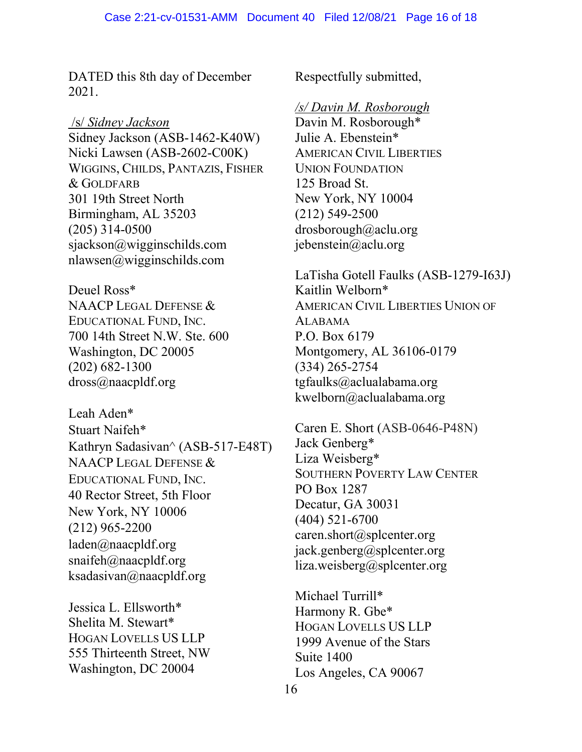DATED this 8th day of December 2021.

/s/ *Sidney Jackson*
Sidney Jackson (ASB-1462-K40W)
Nicki Lawsen (ASB-2602-C00K)
WIGGINS, CHILDS, PANTAZIS, FISHER & GOLDFARB
301 19th Street North
Birmingham, AL 35203
(205) 314-0500
sjackson@wigginschilds.com
nlawsen@wigginschilds.com

Deuel Ross*
NAACP LEGAL DEFENSE & EDUCATIONAL FUND, INC.
700 14th Street N.W. Ste. 600
Washington, DC 20005
(202) 682-1300
dross@naacpldf.org

Leah Aden*
Stuart Naifeh*
Kathryn Sadasivan^ (ASB-517-E48T)
NAACP LEGAL DEFENSE & EDUCATIONAL FUND, INC.
40 Rector Street, 5th Floor
New York, NY 10006
(212) 965-2200
laden@naacpldf.org
snaifeh@naacpldf.org
ksadasivan@naacpldf.org

Jessica L. Ellsworth*
Shelita M. Stewart*
HOGAN LOVELLS US LLP
555 Thirteenth Street, NW
Washington, DC 20004

Respectfully submitted,

*/s/ Davin M. Rosborough*
Davin M. Rosborough*
Julie A. Ebenstein*
AMERICAN CIVIL LIBERTIES UNION FOUNDATION
125 Broad St.
New York, NY 10004
(212) 549-2500
drosborough@aclu.org
jebenstein@aclu.org

LaTisha Gotell Faulks (ASB-1279-I63J)
Kaitlin Welborn*
AMERICAN CIVIL LIBERTIES UNION OF ALABAMA
P.O. Box 6179
Montgomery, AL 36106-0179
(334) 265-2754
tgfaulks@aclualabama.org
kwelborn@aclualabama.org

Caren E. Short (ASB-0646-P48N)
Jack Genberg*
Liza Weisberg*
SOUTHERN POVERTY LAW CENTER
PO Box 1287
Decatur, GA 30031
(404) 521-6700
caren.short@splcenter.org
jack.genberg@splcenter.org
liza.weisberg@splcenter.org

Michael Turrill*
Harmony R. Gbe*
HOGAN LOVELLS US LLP
1999 Avenue of the Stars
Suite 1400
Los Angeles, CA 90067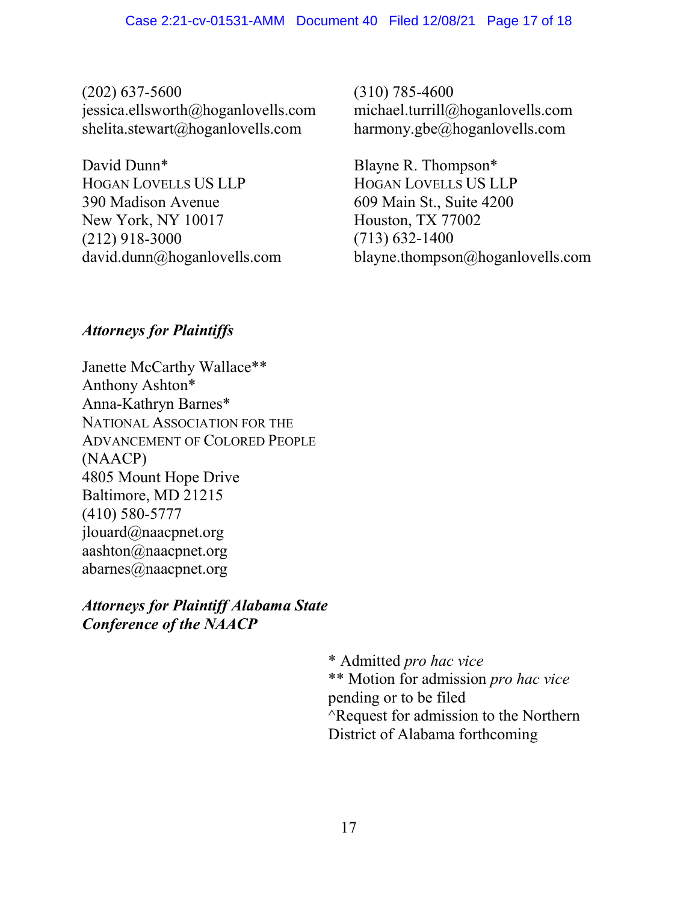(202) 637-5600
jessica.ellsworth@hoganlovells.com
shelita.stewart@hoganlovells.com

(310) 785-4600
michael.turrill@hoganlovells.com
harmony.gbe@hoganlovells.com

David Dunn*
HOGAN LOVELLS US LLP
390 Madison Avenue
New York, NY 10017
(212) 918-3000
david.dunn@hoganlovells.com

Blayne R. Thompson*
HOGAN LOVELLS US LLP
609 Main St., Suite 4200
Houston, TX 77002
(713) 632-1400
blayne.thompson@hoganlovells.com

***Attorneys for Plaintiffs***

Janette McCarthy Wallace**
Anthony Ashton*
Anna-Kathryn Barnes*
NATIONAL ASSOCIATION FOR THE ADVANCEMENT OF COLORED PEOPLE (NAACP)
4805 Mount Hope Drive
Baltimore, MD 21215
(410) 580-5777
jlouard@naacpnet.org
aashton@naacpnet.org
abarnes@naacpnet.org

***Attorneys for Plaintiff Alabama State Conference of the NAACP***

\* Admitted *pro hac vice*
** Motion for admission *pro hac vice* pending or to be filed
^Request for admission to the Northern District of Alabama forthcoming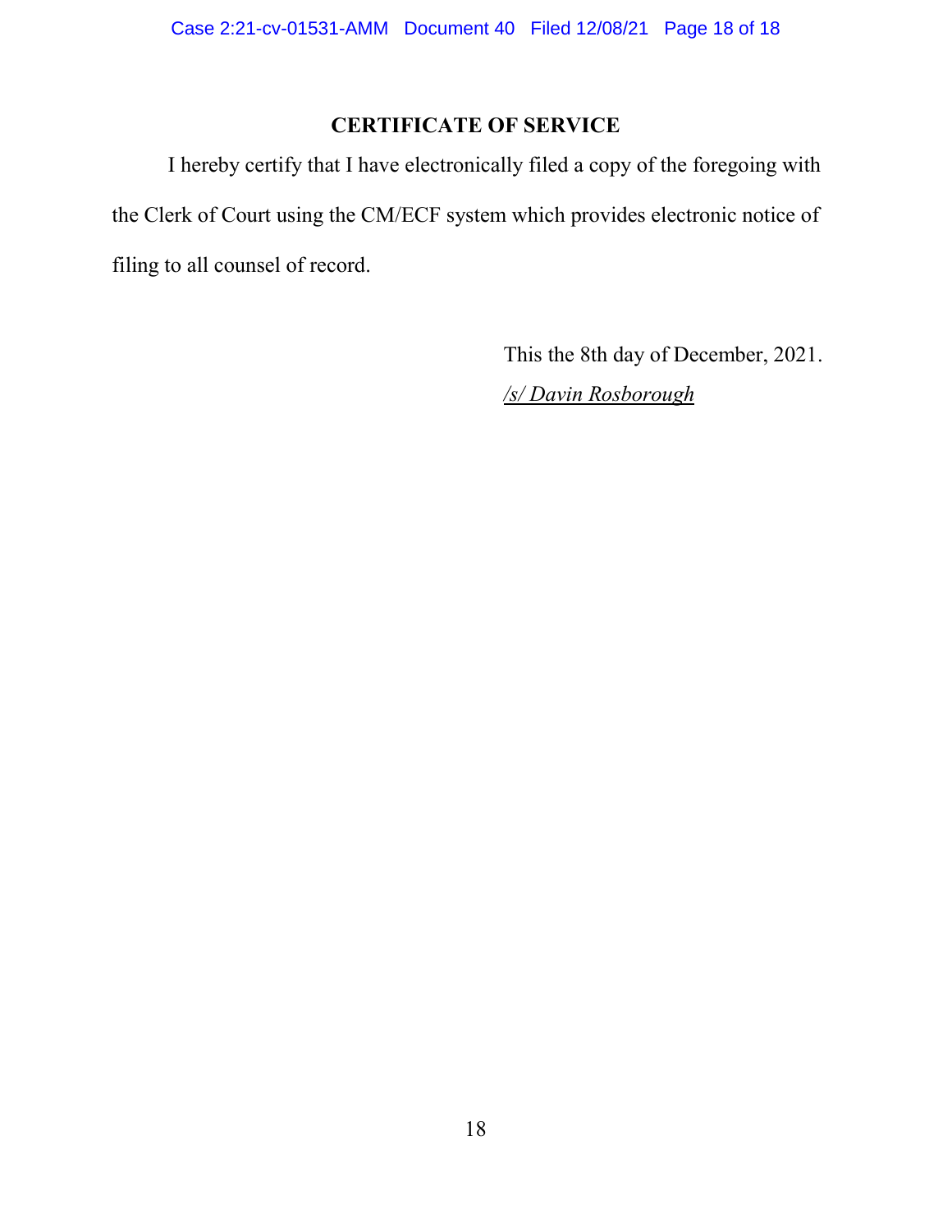## CERTIFICATE OF SERVICE

I hereby certify that I have electronically filed a copy of the foregoing with the Clerk of Court using the CM/ECF system which provides electronic notice of filing to all counsel of record.

This the 8th day of December, 2021.

*/s/ Davin Rosborough*